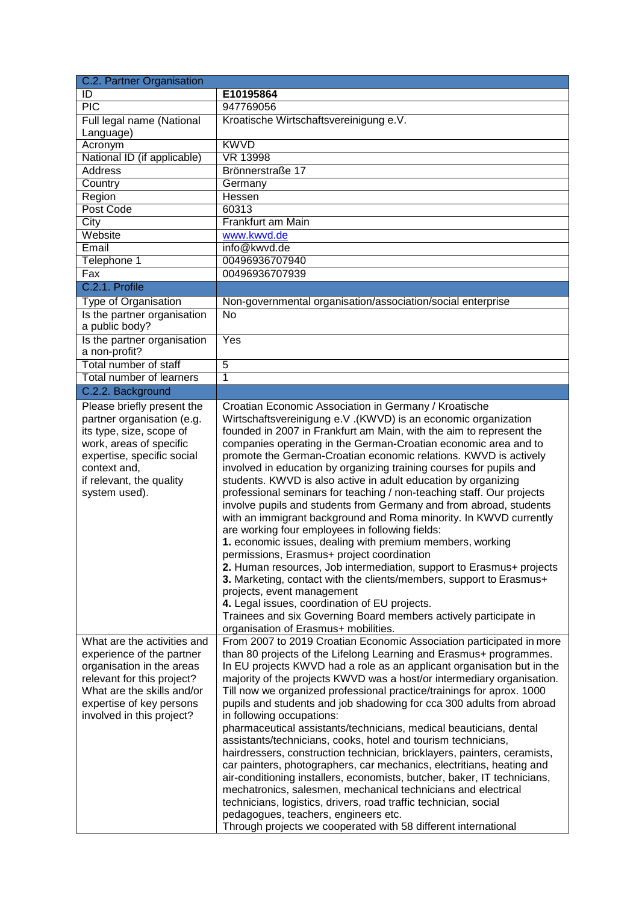| C.2. Partner Organisation | |
|---|---|
| ID | **E10195864** |
| PIC | 947769056 |
| Full legal name (National Language) | Kroatische Wirtschaftsvereinigung e.V. |
| Acronym | KWVD |
| National ID (if applicable) | VR 13998 |
| Address | Brönnerstraße 17 |
| Country | Germany |
| Region | Hessen |
| Post Code | 60313 |
| City | Frankfurt am Main |
| Website | www.kwvd.de |
| Email | info@kwvd.de |
| Telephone 1 | 00496936707940 |
| Fax | 00496936707939 |
| C.2.1. Profile | |
| Type of Organisation | Non-governmental organisation/association/social enterprise |
| Is the partner organisation a public body? | No |
| Is the partner organisation a non-profit? | Yes |
| Total number of staff | 5 |
| Total number of learners | 1 |
| C.2.2. Background | |
| Please briefly present the partner organisation (e.g. its type, size, scope of work, areas of specific expertise, specific social context and, if relevant, the quality system used). | Croatian Economic Association in Germany / Kroatische Wirtschaftsvereinigung e.V .(KWVD) is an economic organization founded in 2007 in Frankfurt am Main, with the aim to represent the companies operating in the German-Croatian economic area and to promote the German-Croatian economic relations. KWVD is actively involved in education by organizing training courses for pupils and students. KWVD is also active in adult education by organizing professional seminars for teaching / non-teaching staff. Our projects involve pupils and students from Germany and from abroad, students with an immigrant background and Roma minority. In KWVD currently are working four employees in following fields:<br>**1.** economic issues, dealing with premium members, working permissions, Erasmus+ project coordination<br>**2.** Human resources, Job intermediation, support to Erasmus+ projects<br>**3.** Marketing, contact with the clients/members, support to Erasmus+ projects, event management<br>**4.** Legal issues, coordination of EU projects.<br>Trainees and six Governing Board members actively participate in organisation of Erasmus+ mobilities. |
| What are the activities and experience of the partner organisation in the areas relevant for this project? What are the skills and/or expertise of key persons involved in this project? | From 2007 to 2019 Croatian Economic Association participated in more than 80 projects of the Lifelong Learning and Erasmus+ programmes. In EU projects KWVD had a role as an applicant organisation but in the majority of the projects KWVD was a host/or intermediary organisation. Till now we organized professional practice/trainings for aprox. 1000 pupils and students and job shadowing for cca 300 adults from abroad in following occupations:<br>pharmaceutical assistants/technicians, medical beauticians, dental assistants/technicians, cooks, hotel and tourism technicians, hairdressers, construction technician, bricklayers, painters, ceramists, car painters, photographers, car mechanics, electritians, heating and air-conditioning installers, economists, butcher, baker, IT technicians, mechatronics, salesmen, mechanical technicians and electrical technicians, logistics, drivers, road traffic technician, social pedagogues, teachers, engineers etc.<br>Through projects we cooperated with 58 different international |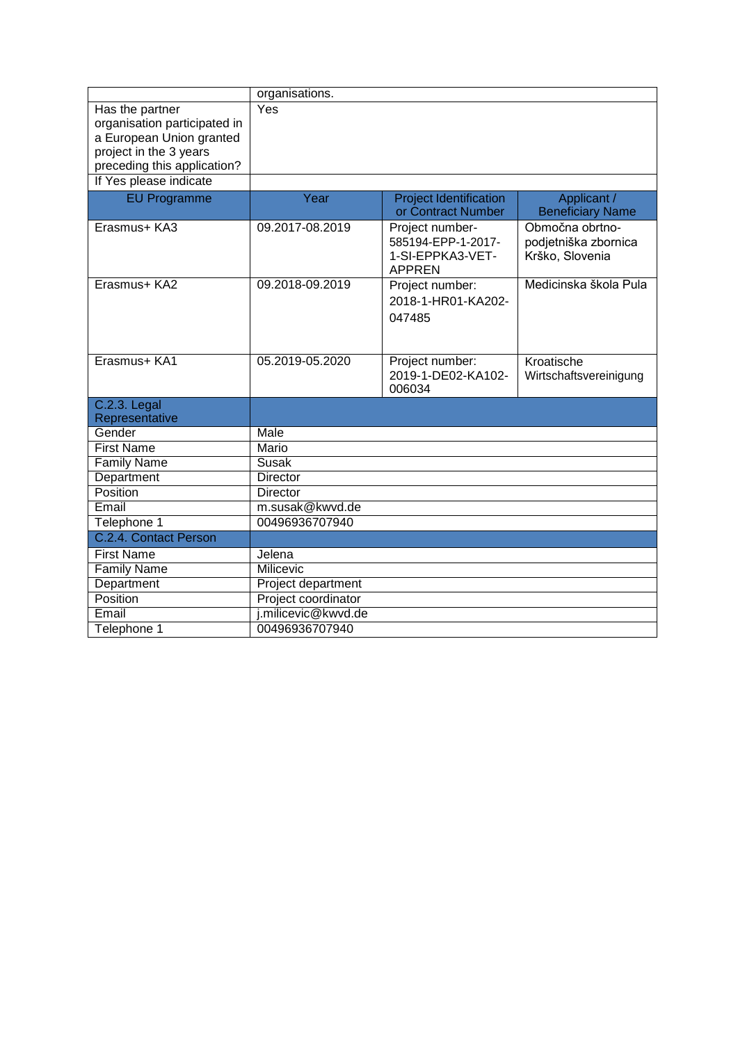| | | | |
|---|---|---|---|
| | organisations. | | |
| Has the partner organisation participated in a European Union granted project in the 3 years preceding this application? | Yes | | |
| If Yes please indicate | | | |
| EU Programme | Year | Project Identification or Contract Number | Applicant / Beneficiary Name |
| Erasmus+ KA3 | 09.2017-08.2019 | Project number-585194-EPP-1-2017-1-SI-EPPKA3-VET-APPREN | Območna obrtno-podjetniška zbornica Krško, Slovenia |
| Erasmus+ KA2 | 09.2018-09.2019 | Project number: 2018-1-HR01-KA202-047485 | Medicinska škola Pula |
| Erasmus+ KA1 | 05.2019-05.2020 | Project number: 2019-1-DE02-KA102-006034 | Kroatische Wirtschaftsvereinigung |
| C.2.3. Legal Representative | | | |
| Gender | Male | | |
| First Name | Mario | | |
| Family Name | Susak | | |
| Department | Director | | |
| Position | Director | | |
| Email | m.susak@kwvd.de | | |
| Telephone 1 | 00496936707940 | | |
| C.2.4. Contact Person | | | |
| First Name | Jelena | | |
| Family Name | Milicevic | | |
| Department | Project department | | |
| Position | Project coordinator | | |
| Email | j.milicevic@kwvd.de | | |
| Telephone 1 | 00496936707940 | | |